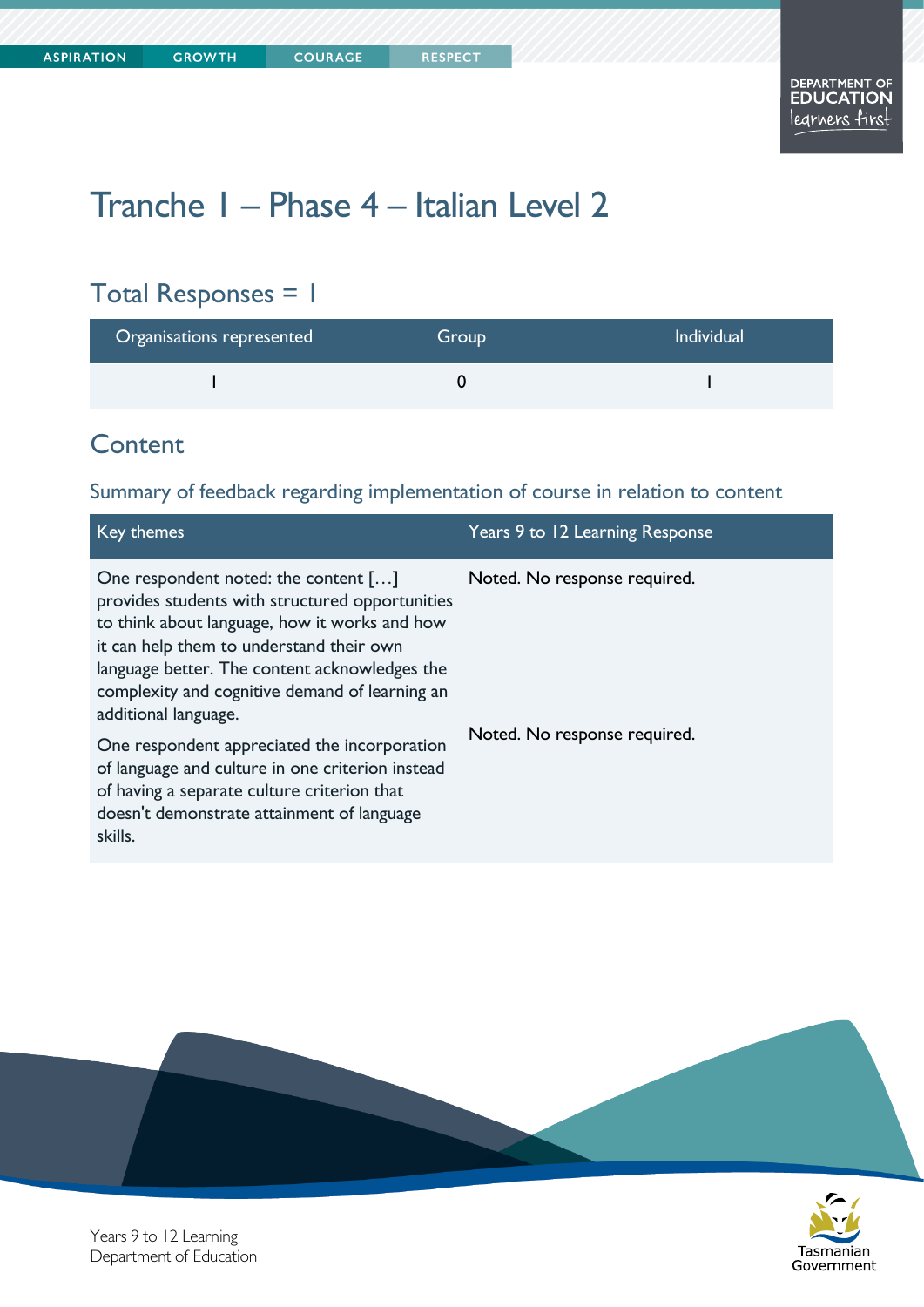# Tranche 1 – Phase 4 – Italian Level 2

## Total Responses = 1

| Organisations represented | Group | Individual |
| --- | --- | --- |
| 1 | 0 | 1 |

## Content

### Summary of feedback regarding implementation of course in relation to content

| Key themes | Years 9 to 12 Learning Response |
| --- | --- |
| One respondent noted: the content […] provides students with structured opportunities to think about language, how it works and how it can help them to understand their own language better. The content acknowledges the complexity and cognitive demand of learning an additional language. | Noted. No response required. |
| One respondent appreciated the incorporation of language and culture in one criterion instead of having a separate culture criterion that doesn't demonstrate attainment of language skills. | Noted. No response required. |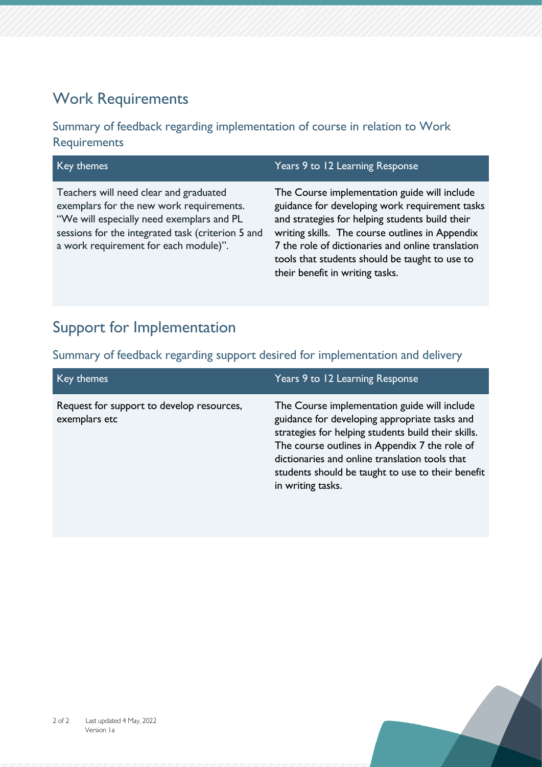## Work Requirements

### Summary of feedback regarding implementation of course in relation to Work Requirements

| Key themes | Years 9 to 12 Learning Response |
| --- | --- |
| Teachers will need clear and graduated exemplars for the new work requirements. "We will especially need exemplars and PL sessions for the integrated task (criterion 5 and a work requirement for each module)". | The Course implementation guide will include guidance for developing work requirement tasks and strategies for helping students build their writing skills. The course outlines in Appendix 7 the role of dictionaries and online translation tools that students should be taught to use to their benefit in writing tasks. |

## Support for Implementation

### Summary of feedback regarding support desired for implementation and delivery

| Key themes | Years 9 to 12 Learning Response |
| --- | --- |
| Request for support to develop resources, exemplars etc | The Course implementation guide will include guidance for developing appropriate tasks and strategies for helping students build their skills. The course outlines in Appendix 7 the role of dictionaries and online translation tools that students should be taught to use to their benefit in writing tasks. |

Last updated 4 May, 2022
Version 1a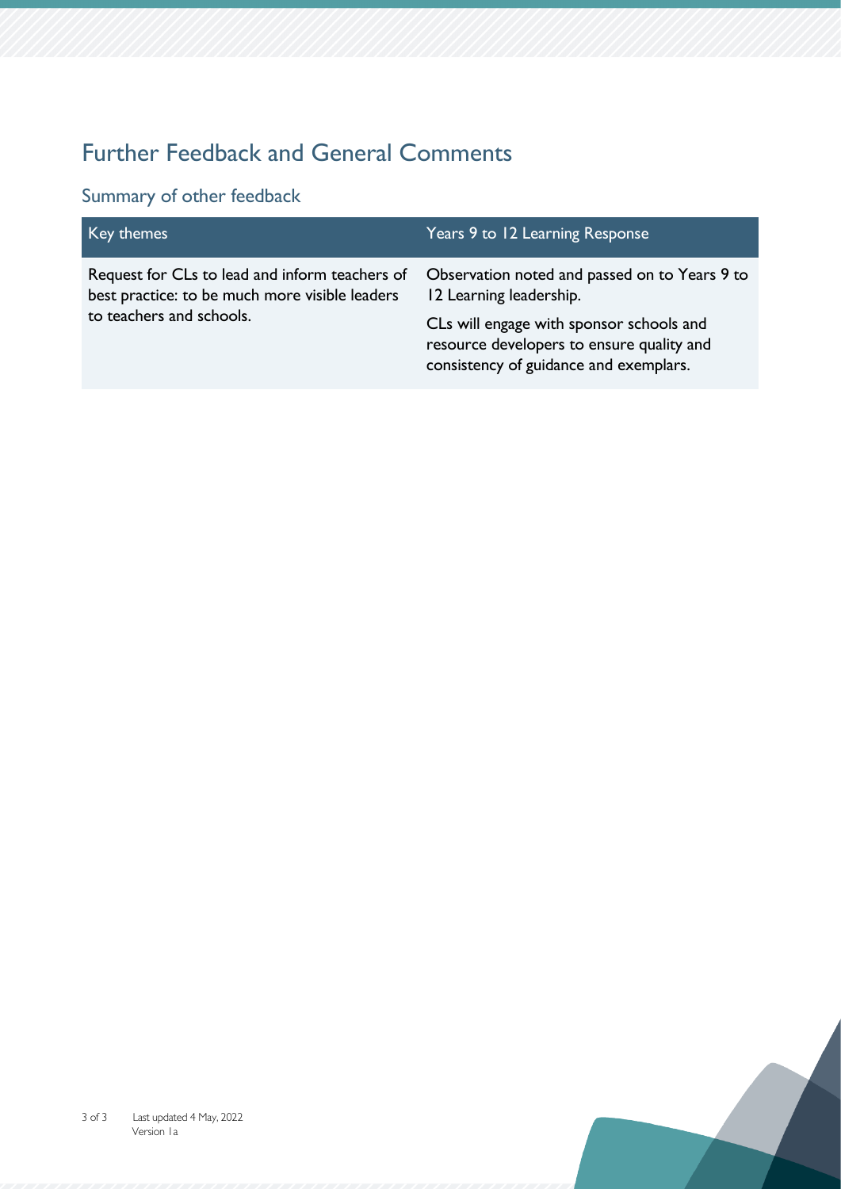## Further Feedback and General Comments

### Summary of other feedback

| Key themes | Years 9 to 12 Learning Response |
| --- | --- |
| Request for CLs to lead and inform teachers of best practice: to be much more visible leaders to teachers and schools. | Observation noted and passed on to Years 9 to 12 Learning leadership.<br><br>CLs will engage with sponsor schools and resource developers to ensure quality and consistency of guidance and exemplars. |

Last updated 4 May, 2022
Version 1a